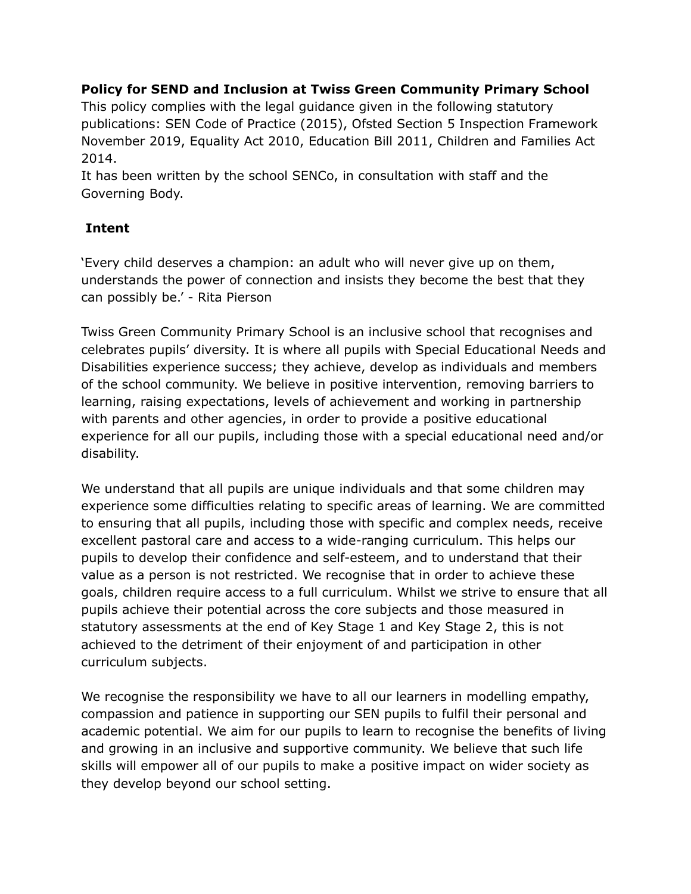**Policy for SEND and Inclusion at Twiss Green Community Primary School**

This policy complies with the legal guidance given in the following statutory publications: SEN Code of Practice (2015), Ofsted Section 5 Inspection Framework November 2019, Equality Act 2010, Education Bill 2011, Children and Families Act 2014.

It has been written by the school SENCo, in consultation with staff and the Governing Body.

## Intent

'Every child deserves a champion: an adult who will never give up on them, understands the power of connection and insists they become the best that they can possibly be.' - Rita Pierson

Twiss Green Community Primary School is an inclusive school that recognises and celebrates pupils' diversity. It is where all pupils with Special Educational Needs and Disabilities experience success; they achieve, develop as individuals and members of the school community. We believe in positive intervention, removing barriers to learning, raising expectations, levels of achievement and working in partnership with parents and other agencies, in order to provide a positive educational experience for all our pupils, including those with a special educational need and/or disability.

We understand that all pupils are unique individuals and that some children may experience some difficulties relating to specific areas of learning. We are committed to ensuring that all pupils, including those with specific and complex needs, receive excellent pastoral care and access to a wide-ranging curriculum. This helps our pupils to develop their confidence and self-esteem, and to understand that their value as a person is not restricted. We recognise that in order to achieve these goals, children require access to a full curriculum. Whilst we strive to ensure that all pupils achieve their potential across the core subjects and those measured in statutory assessments at the end of Key Stage 1 and Key Stage 2, this is not achieved to the detriment of their enjoyment of and participation in other curriculum subjects.

We recognise the responsibility we have to all our learners in modelling empathy, compassion and patience in supporting our SEN pupils to fulfil their personal and academic potential. We aim for our pupils to learn to recognise the benefits of living and growing in an inclusive and supportive community. We believe that such life skills will empower all of our pupils to make a positive impact on wider society as they develop beyond our school setting.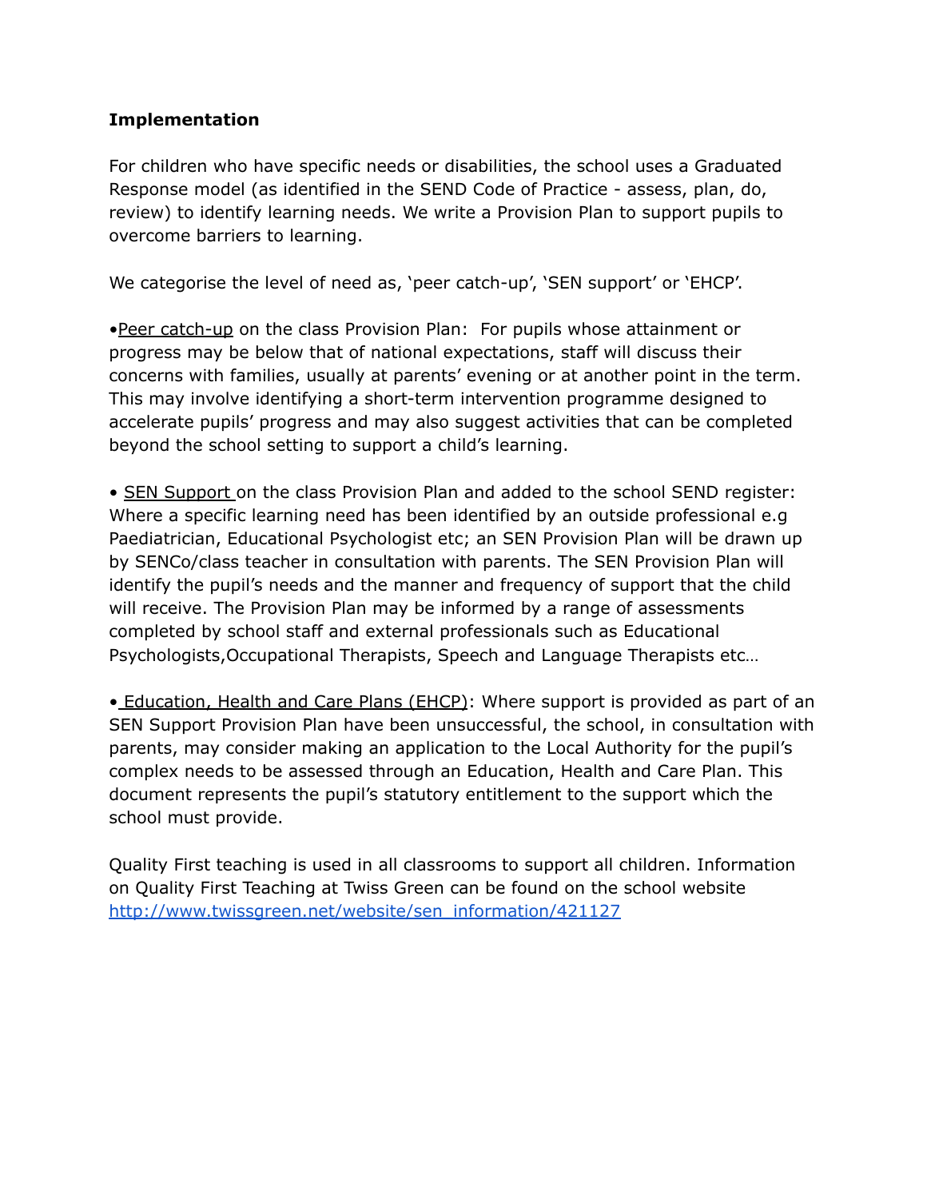**Implementation**

For children who have specific needs or disabilities, the school uses a Graduated Response model (as identified in the SEND Code of Practice - assess, plan, do, review) to identify learning needs. We write a Provision Plan to support pupils to overcome barriers to learning.

We categorise the level of need as, 'peer catch-up', 'SEN support' or 'EHCP'.

•<u>Peer catch-up</u> on the class Provision Plan: For pupils whose attainment or progress may be below that of national expectations, staff will discuss their concerns with families, usually at parents' evening or at another point in the term. This may involve identifying a short-term intervention programme designed to accelerate pupils' progress and may also suggest activities that can be completed beyond the school setting to support a child's learning.

• <u>SEN Support</u> on the class Provision Plan and added to the school SEND register: Where a specific learning need has been identified by an outside professional e.g Paediatrician, Educational Psychologist etc; an SEN Provision Plan will be drawn up by SENCo/class teacher in consultation with parents. The SEN Provision Plan will identify the pupil's needs and the manner and frequency of support that the child will receive. The Provision Plan may be informed by a range of assessments completed by school staff and external professionals such as Educational Psychologists,Occupational Therapists, Speech and Language Therapists etc…

• <u>Education, Health and Care Plans (EHCP)</u>: Where support is provided as part of an SEN Support Provision Plan have been unsuccessful, the school, in consultation with parents, may consider making an application to the Local Authority for the pupil's complex needs to be assessed through an Education, Health and Care Plan. This document represents the pupil's statutory entitlement to the support which the school must provide.

Quality First teaching is used in all classrooms to support all children. Information on Quality First Teaching at Twiss Green can be found on the school website [http://www.twissgreen.net/website/sen_information/421127](http://www.twissgreen.net/website/sen_information/421127)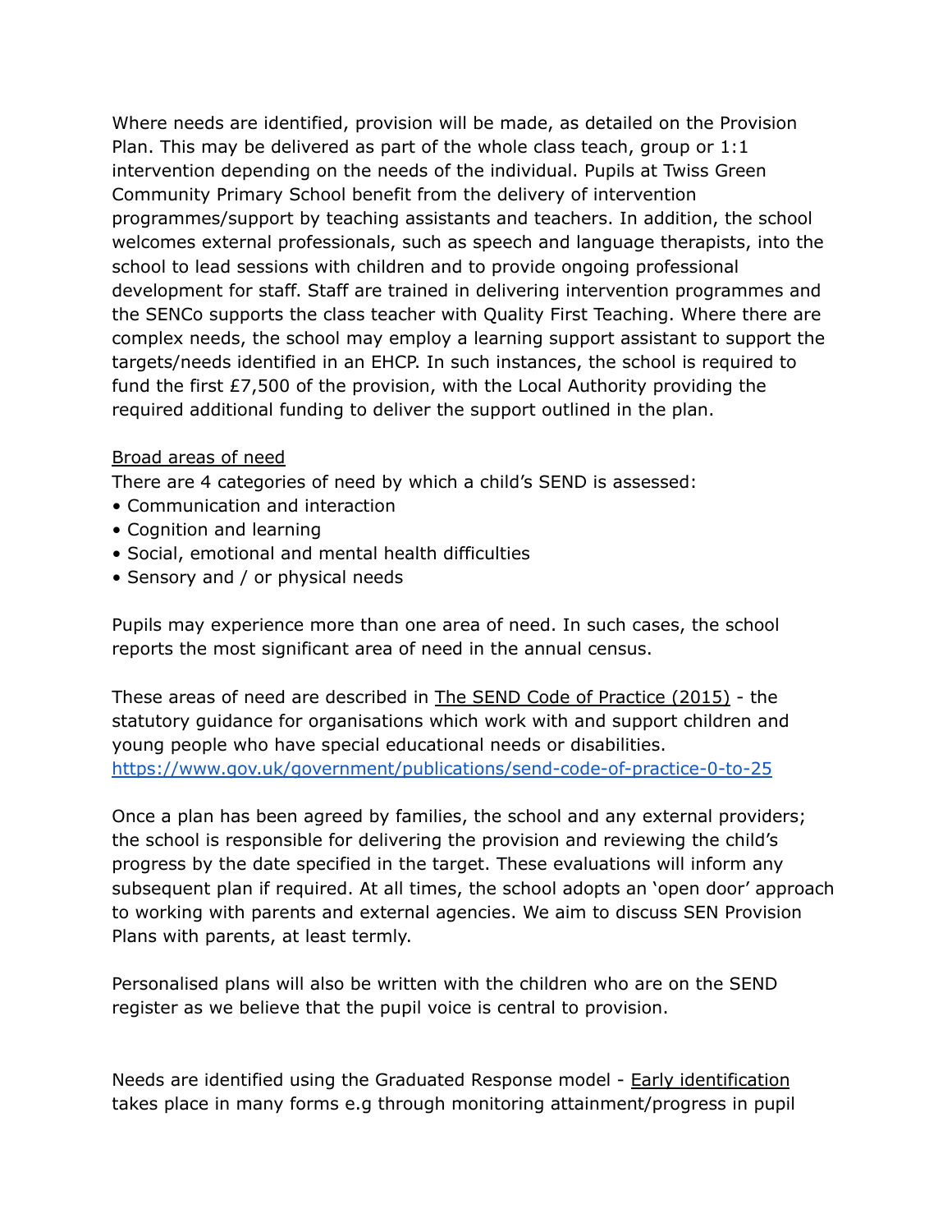Where needs are identified, provision will be made, as detailed on the Provision Plan. This may be delivered as part of the whole class teach, group or 1:1 intervention depending on the needs of the individual. Pupils at Twiss Green Community Primary School benefit from the delivery of intervention programmes/support by teaching assistants and teachers. In addition, the school welcomes external professionals, such as speech and language therapists, into the school to lead sessions with children and to provide ongoing professional development for staff. Staff are trained in delivering intervention programmes and the SENCo supports the class teacher with Quality First Teaching. Where there are complex needs, the school may employ a learning support assistant to support the targets/needs identified in an EHCP. In such instances, the school is required to fund the first £7,500 of the provision, with the Local Authority providing the required additional funding to deliver the support outlined in the plan.

Broad areas of need

There are 4 categories of need by which a child's SEND is assessed:

- Communication and interaction
- Cognition and learning
- Social, emotional and mental health difficulties
- Sensory and / or physical needs

Pupils may experience more than one area of need. In such cases, the school reports the most significant area of need in the annual census.

These areas of need are described in The SEND Code of Practice (2015) - the statutory guidance for organisations which work with and support children and young people who have special educational needs or disabilities. https://www.gov.uk/government/publications/send-code-of-practice-0-to-25

Once a plan has been agreed by families, the school and any external providers; the school is responsible for delivering the provision and reviewing the child's progress by the date specified in the target. These evaluations will inform any subsequent plan if required. At all times, the school adopts an 'open door' approach to working with parents and external agencies. We aim to discuss SEN Provision Plans with parents, at least termly.

Personalised plans will also be written with the children who are on the SEND register as we believe that the pupil voice is central to provision.

Needs are identified using the Graduated Response model - Early identification takes place in many forms e.g through monitoring attainment/progress in pupil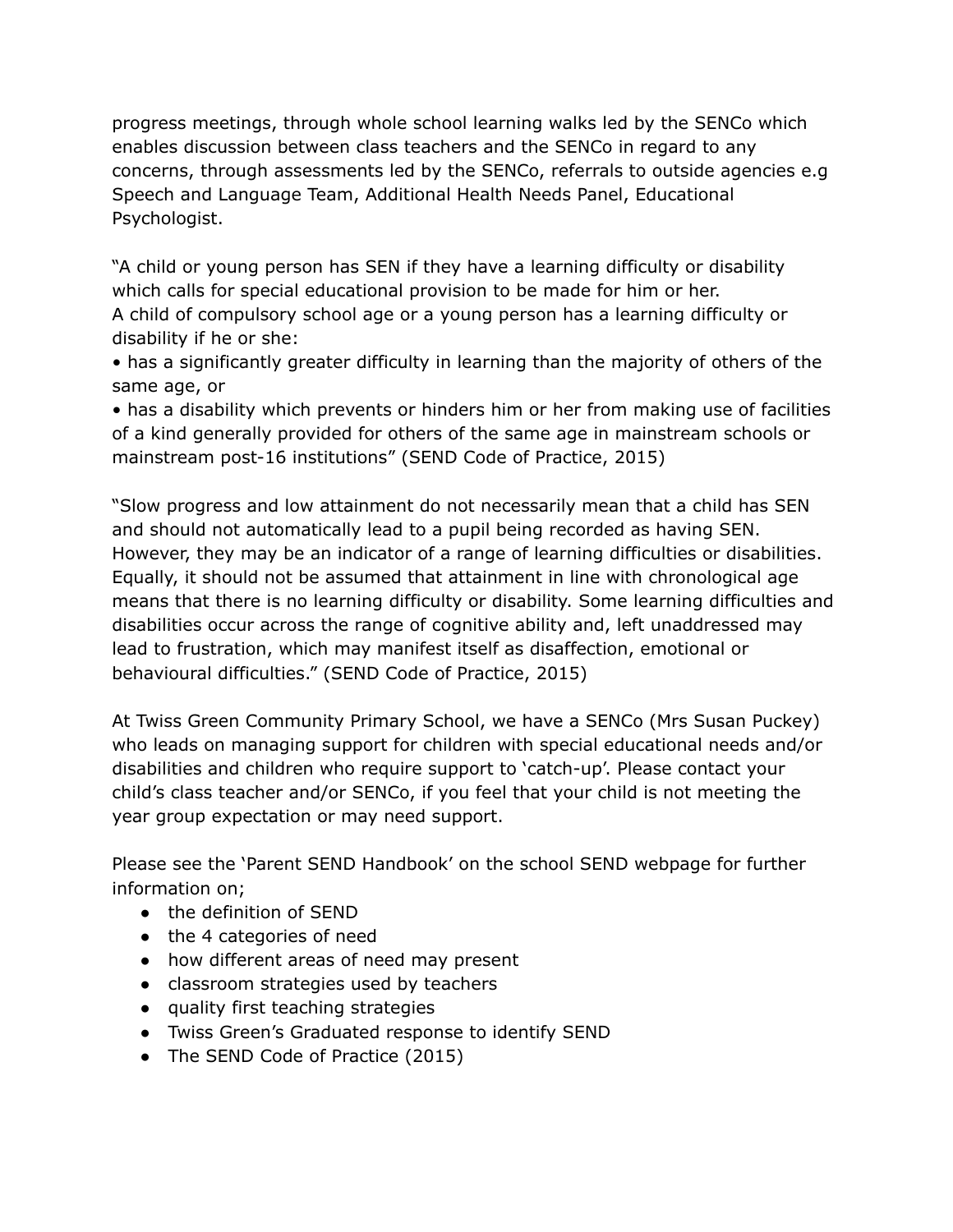progress meetings, through whole school learning walks led by the SENCo which enables discussion between class teachers and the SENCo in regard to any concerns, through assessments led by the SENCo, referrals to outside agencies e.g Speech and Language Team, Additional Health Needs Panel, Educational Psychologist.

"A child or young person has SEN if they have a learning difficulty or disability which calls for special educational provision to be made for him or her.
A child of compulsory school age or a young person has a learning difficulty or disability if he or she:

- has a significantly greater difficulty in learning than the majority of others of the same age, or
- has a disability which prevents or hinders him or her from making use of facilities of a kind generally provided for others of the same age in mainstream schools or mainstream post-16 institutions" (SEND Code of Practice, 2015)

"Slow progress and low attainment do not necessarily mean that a child has SEN and should not automatically lead to a pupil being recorded as having SEN. However, they may be an indicator of a range of learning difficulties or disabilities. Equally, it should not be assumed that attainment in line with chronological age means that there is no learning difficulty or disability. Some learning difficulties and disabilities occur across the range of cognitive ability and, left unaddressed may lead to frustration, which may manifest itself as disaffection, emotional or behavioural difficulties." (SEND Code of Practice, 2015)

At Twiss Green Community Primary School, we have a SENCo (Mrs Susan Puckey) who leads on managing support for children with special educational needs and/or disabilities and children who require support to 'catch-up'. Please contact your child's class teacher and/or SENCo, if you feel that your child is not meeting the year group expectation or may need support.

Please see the 'Parent SEND Handbook' on the school SEND webpage for further information on;

- the definition of SEND
- the 4 categories of need
- how different areas of need may present
- classroom strategies used by teachers
- quality first teaching strategies
- Twiss Green's Graduated response to identify SEND
- The SEND Code of Practice (2015)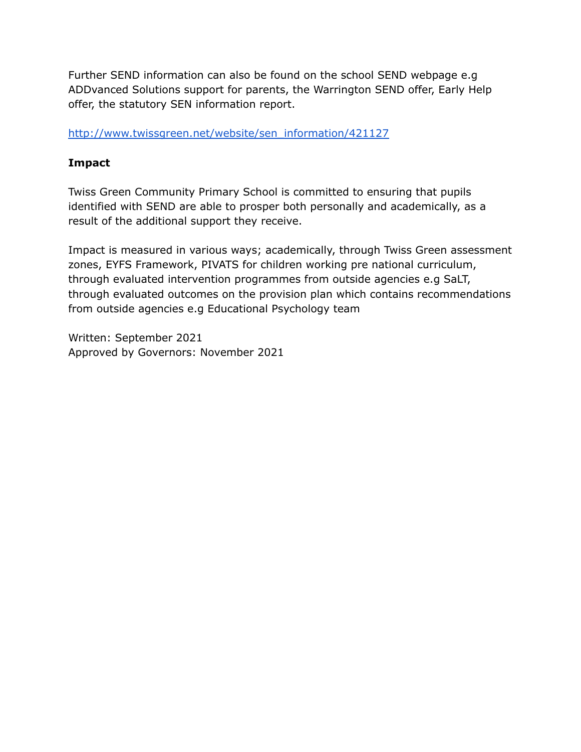Further SEND information can also be found on the school SEND webpage e.g ADDvanced Solutions support for parents, the Warrington SEND offer, Early Help offer, the statutory SEN information report.

http://www.twissgreen.net/website/sen_information/421127

**Impact**

Twiss Green Community Primary School is committed to ensuring that pupils identified with SEND are able to prosper both personally and academically, as a result of the additional support they receive.

Impact is measured in various ways; academically, through Twiss Green assessment zones, EYFS Framework, PIVATS for children working pre national curriculum, through evaluated intervention programmes from outside agencies e.g SaLT, through evaluated outcomes on the provision plan which contains recommendations from outside agencies e.g Educational Psychology team

Written: September 2021
Approved by Governors: November 2021